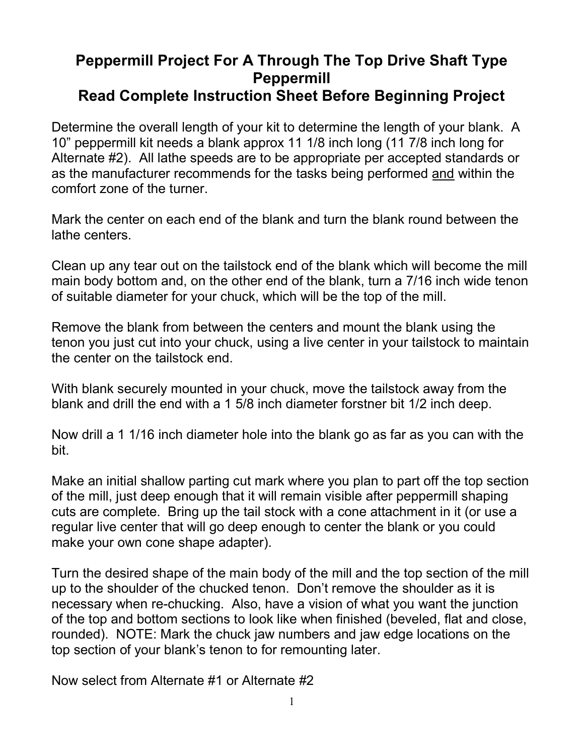# Peppermill Project For A Through The Top Drive Shaft Type Peppermill

# Read Complete Instruction Sheet Before Beginning Project

Determine the overall length of your kit to determine the length of your blank. A 10" peppermill kit needs a blank approx 11 1/8 inch long (11 7/8 inch long for Alternate #2). All lathe speeds are to be appropriate per accepted standards or as the manufacturer recommends for the tasks being performed <u>and</u> within the comfort zone of the turner.

Mark the center on each end of the blank and turn the blank round between the lathe centers.

Clean up any tear out on the tailstock end of the blank which will become the mill main body bottom and, on the other end of the blank, turn a 7/16 inch wide tenon of suitable diameter for your chuck, which will be the top of the mill.

Remove the blank from between the centers and mount the blank using the tenon you just cut into your chuck, using a live center in your tailstock to maintain the center on the tailstock end.

With blank securely mounted in your chuck, move the tailstock away from the blank and drill the end with a 1 5/8 inch diameter forstner bit 1/2 inch deep.

Now drill a 1 1/16 inch diameter hole into the blank go as far as you can with the bit.

Make an initial shallow parting cut mark where you plan to part off the top section of the mill, just deep enough that it will remain visible after peppermill shaping cuts are complete. Bring up the tail stock with a cone attachment in it (or use a regular live center that will go deep enough to center the blank or you could make your own cone shape adapter).

Turn the desired shape of the main body of the mill and the top section of the mill up to the shoulder of the chucked tenon. Don't remove the shoulder as it is necessary when re-chucking. Also, have a vision of what you want the junction of the top and bottom sections to look like when finished (beveled, flat and close, rounded). NOTE: Mark the chuck jaw numbers and jaw edge locations on the top section of your blank's tenon to for remounting later.

Now select from Alternate #1 or Alternate #2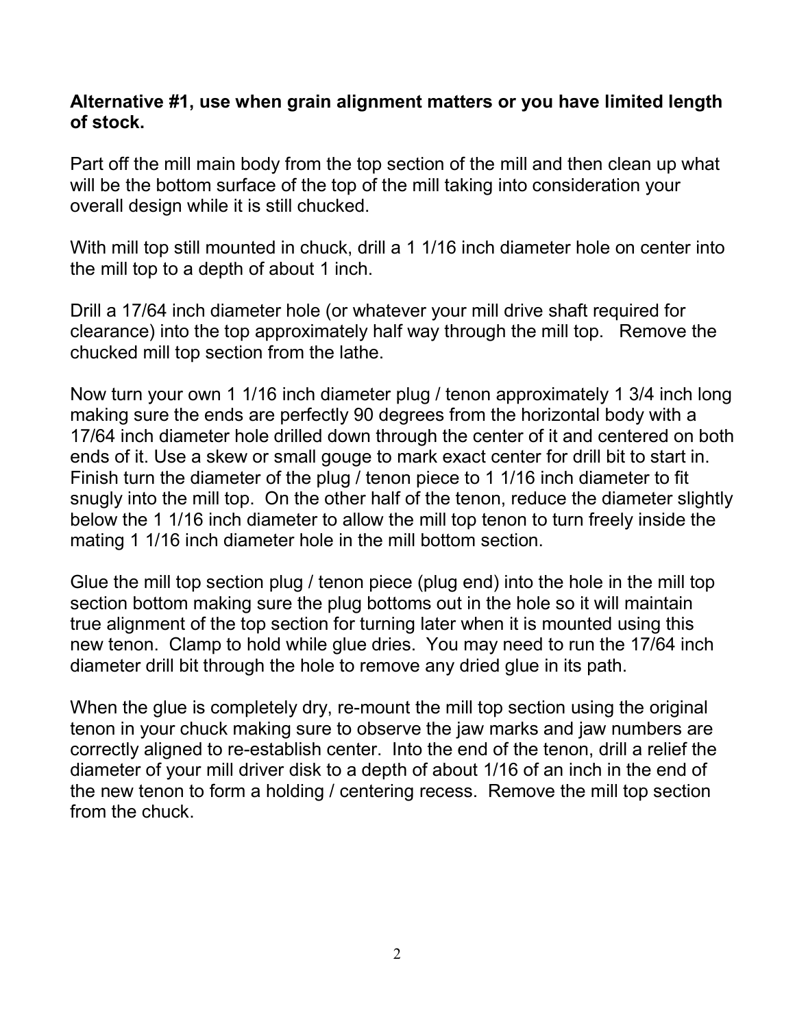**Alternative #1, use when grain alignment matters or you have limited length of stock.**

Part off the mill main body from the top section of the mill and then clean up what will be the bottom surface of the top of the mill taking into consideration your overall design while it is still chucked.

With mill top still mounted in chuck, drill a 1 1/16 inch diameter hole on center into the mill top to a depth of about 1 inch.

Drill a 17/64 inch diameter hole (or whatever your mill drive shaft required for clearance) into the top approximately half way through the mill top. Remove the chucked mill top section from the lathe.

Now turn your own 1 1/16 inch diameter plug / tenon approximately 1 3/4 inch long making sure the ends are perfectly 90 degrees from the horizontal body with a 17/64 inch diameter hole drilled down through the center of it and centered on both ends of it. Use a skew or small gouge to mark exact center for drill bit to start in. Finish turn the diameter of the plug / tenon piece to 1 1/16 inch diameter to fit snugly into the mill top. On the other half of the tenon, reduce the diameter slightly below the 1 1/16 inch diameter to allow the mill top tenon to turn freely inside the mating 1 1/16 inch diameter hole in the mill bottom section.

Glue the mill top section plug / tenon piece (plug end) into the hole in the mill top section bottom making sure the plug bottoms out in the hole so it will maintain true alignment of the top section for turning later when it is mounted using this new tenon. Clamp to hold while glue dries. You may need to run the 17/64 inch diameter drill bit through the hole to remove any dried glue in its path.

When the glue is completely dry, re-mount the mill top section using the original tenon in your chuck making sure to observe the jaw marks and jaw numbers are correctly aligned to re-establish center. Into the end of the tenon, drill a relief the diameter of your mill driver disk to a depth of about 1/16 of an inch in the end of the new tenon to form a holding / centering recess. Remove the mill top section from the chuck.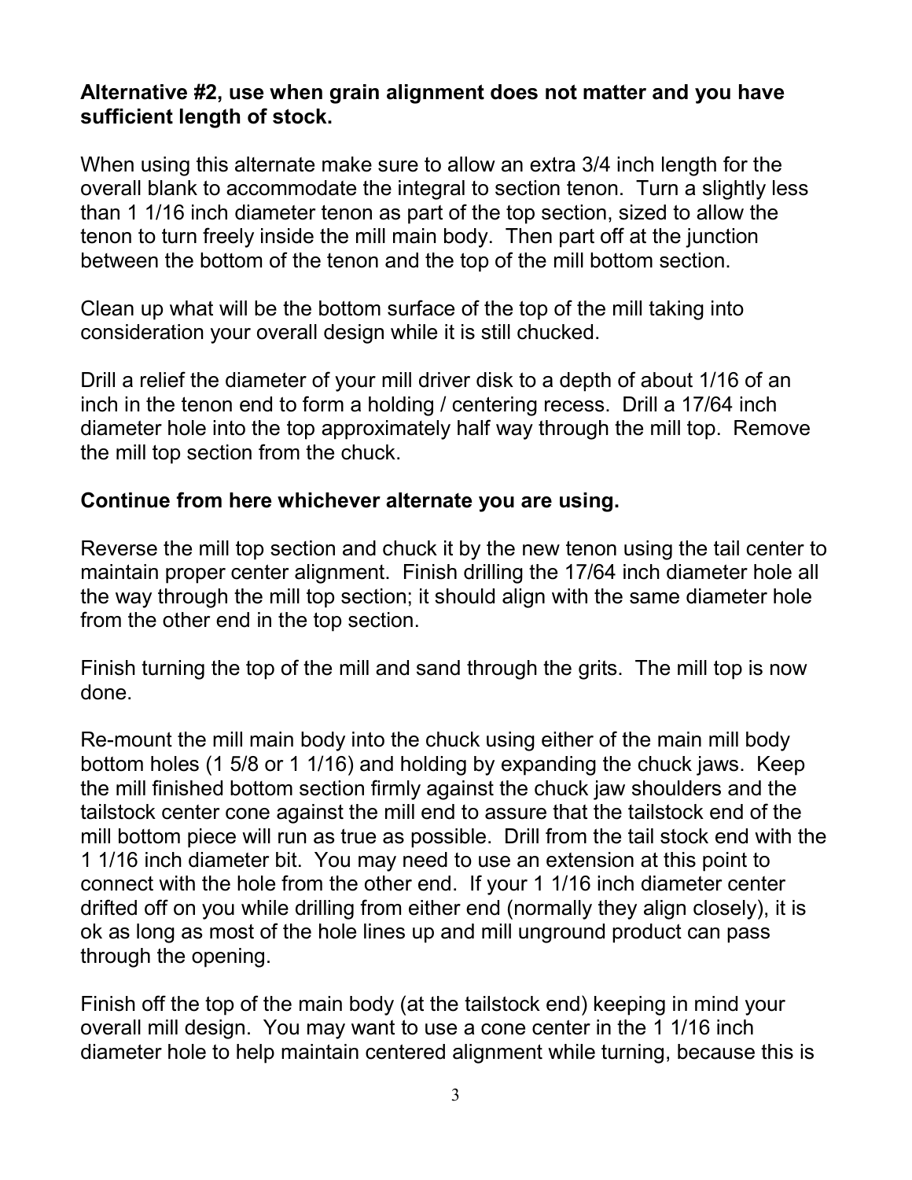**Alternative #2, use when grain alignment does not matter and you have sufficient length of stock.**

When using this alternate make sure to allow an extra 3/4 inch length for the overall blank to accommodate the integral to section tenon. Turn a slightly less than 1 1/16 inch diameter tenon as part of the top section, sized to allow the tenon to turn freely inside the mill main body. Then part off at the junction between the bottom of the tenon and the top of the mill bottom section.

Clean up what will be the bottom surface of the top of the mill taking into consideration your overall design while it is still chucked.

Drill a relief the diameter of your mill driver disk to a depth of about 1/16 of an inch in the tenon end to form a holding / centering recess. Drill a 17/64 inch diameter hole into the top approximately half way through the mill top. Remove the mill top section from the chuck.

**Continue from here whichever alternate you are using.**

Reverse the mill top section and chuck it by the new tenon using the tail center to maintain proper center alignment. Finish drilling the 17/64 inch diameter hole all the way through the mill top section; it should align with the same diameter hole from the other end in the top section.

Finish turning the top of the mill and sand through the grits. The mill top is now done.

Re-mount the mill main body into the chuck using either of the main mill body bottom holes (1 5/8 or 1 1/16) and holding by expanding the chuck jaws. Keep the mill finished bottom section firmly against the chuck jaw shoulders and the tailstock center cone against the mill end to assure that the tailstock end of the mill bottom piece will run as true as possible. Drill from the tail stock end with the 1 1/16 inch diameter bit. You may need to use an extension at this point to connect with the hole from the other end. If your 1 1/16 inch diameter center drifted off on you while drilling from either end (normally they align closely), it is ok as long as most of the hole lines up and mill unground product can pass through the opening.

Finish off the top of the main body (at the tailstock end) keeping in mind your overall mill design. You may want to use a cone center in the 1 1/16 inch diameter hole to help maintain centered alignment while turning, because this is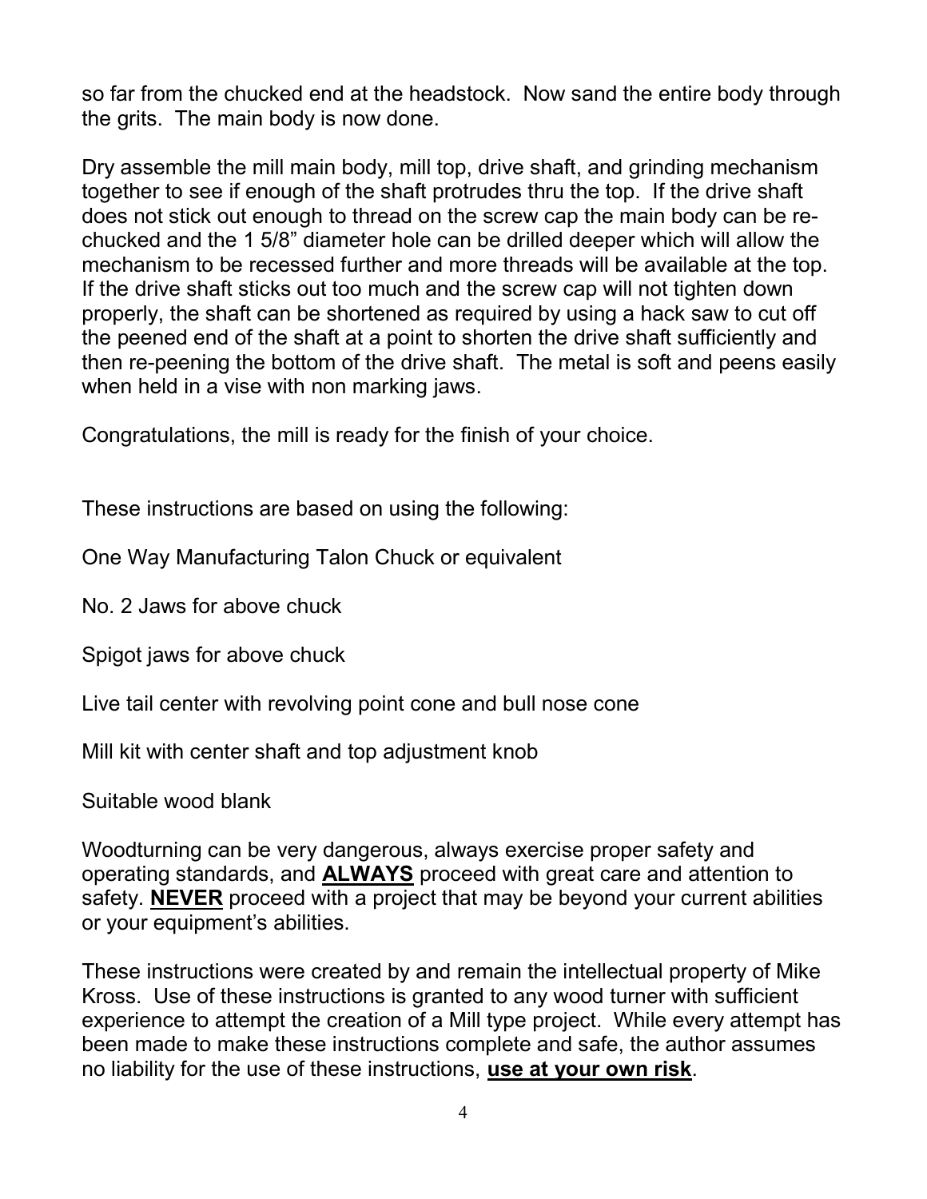so far from the chucked end at the headstock. Now sand the entire body through the grits. The main body is now done.

Dry assemble the mill main body, mill top, drive shaft, and grinding mechanism together to see if enough of the shaft protrudes thru the top. If the drive shaft does not stick out enough to thread on the screw cap the main body can be re-chucked and the 1 5/8" diameter hole can be drilled deeper which will allow the mechanism to be recessed further and more threads will be available at the top. If the drive shaft sticks out too much and the screw cap will not tighten down properly, the shaft can be shortened as required by using a hack saw to cut off the peened end of the shaft at a point to shorten the drive shaft sufficiently and then re-peening the bottom of the drive shaft. The metal is soft and peens easily when held in a vise with non marking jaws.

Congratulations, the mill is ready for the finish of your choice.

These instructions are based on using the following:

One Way Manufacturing Talon Chuck or equivalent

No. 2 Jaws for above chuck

Spigot jaws for above chuck

Live tail center with revolving point cone and bull nose cone

Mill kit with center shaft and top adjustment knob

Suitable wood blank

Woodturning can be very dangerous, always exercise proper safety and operating standards, and **ALWAYS** proceed with great care and attention to safety. **NEVER** proceed with a project that may be beyond your current abilities or your equipment's abilities.

These instructions were created by and remain the intellectual property of Mike Kross. Use of these instructions is granted to any wood turner with sufficient experience to attempt the creation of a Mill type project. While every attempt has been made to make these instructions complete and safe, the author assumes no liability for the use of these instructions, **use at your own risk**.